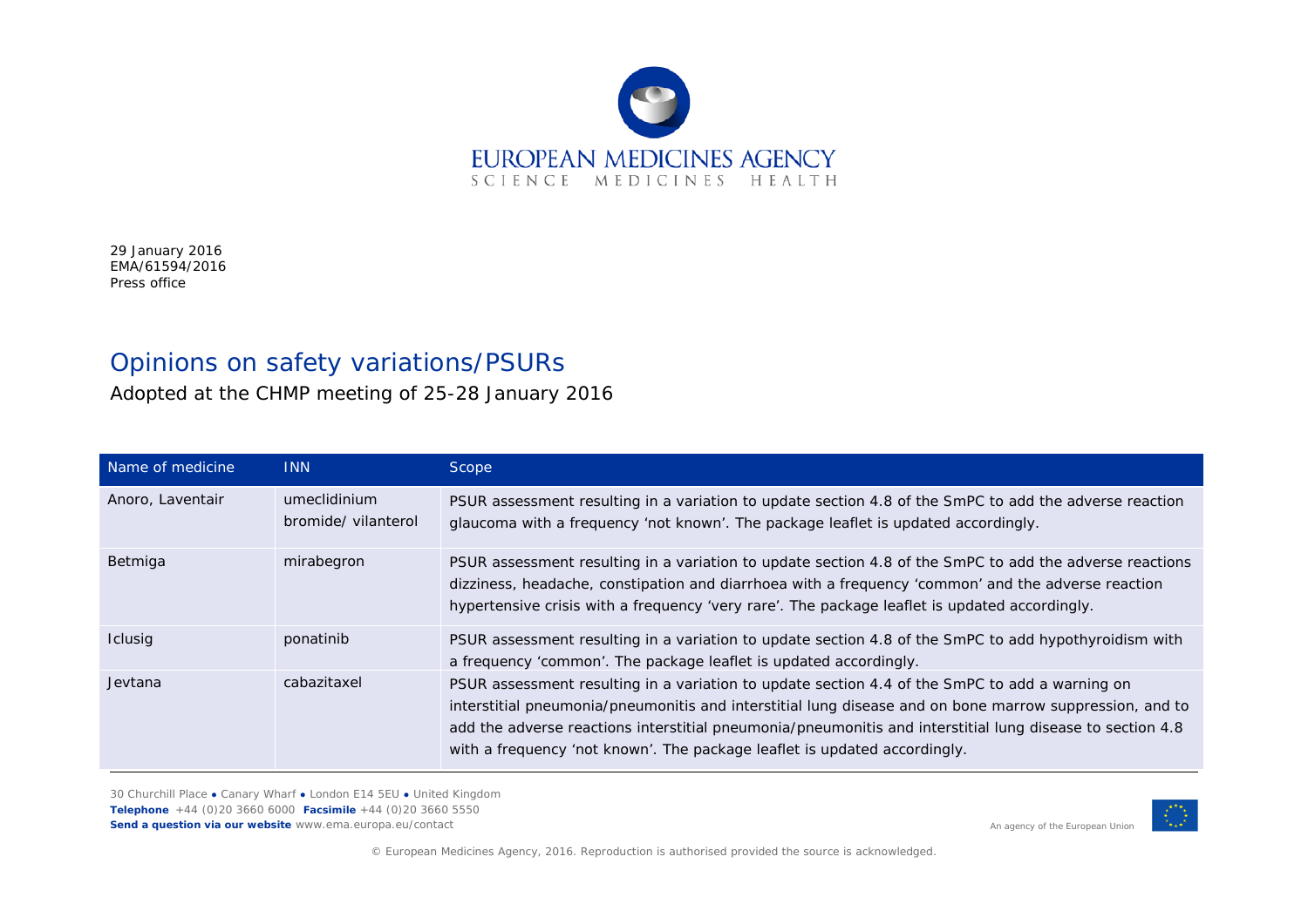EUROPEAN MEDICINES AGENCY
SCIENCE MEDICINES HEALTH

29 January 2016
EMA/61594/2016
Press office

# Opinions on safety variations/PSURs

Adopted at the CHMP meeting of 25-28 January 2016

| Name of medicine | INN | Scope |
|---|---|---|
| Anoro, Laventair | umeclidinium bromide/ vilanterol | PSUR assessment resulting in a variation to update section 4.8 of the SmPC to add the adverse reaction glaucoma with a frequency 'not known'. The package leaflet is updated accordingly. |
| Betmiga | mirabegron | PSUR assessment resulting in a variation to update section 4.8 of the SmPC to add the adverse reactions dizziness, headache, constipation and diarrhoea with a frequency 'common' and the adverse reaction hypertensive crisis with a frequency 'very rare'. The package leaflet is updated accordingly. |
| Iclusig | ponatinib | PSUR assessment resulting in a variation to update section 4.8 of the SmPC to add hypothyroidism with a frequency 'common'. The package leaflet is updated accordingly. |
| Jevtana | cabazitaxel | PSUR assessment resulting in a variation to update section 4.4 of the SmPC to add a warning on interstitial pneumonia/pneumonitis and interstitial lung disease and on bone marrow suppression, and to add the adverse reactions interstitial pneumonia/pneumonitis and interstitial lung disease to section 4.8 with a frequency 'not known'. The package leaflet is updated accordingly. |

30 Churchill Place ● Canary Wharf ● London E14 5EU ● United Kingdom
**Telephone** +44 (0)20 3660 6000 **Facsimile** +44 (0)20 3660 5550
**Send a question via our website** www.ema.europa.eu/contact

An agency of the European Union

© European Medicines Agency, 2016. Reproduction is authorised provided the source is acknowledged.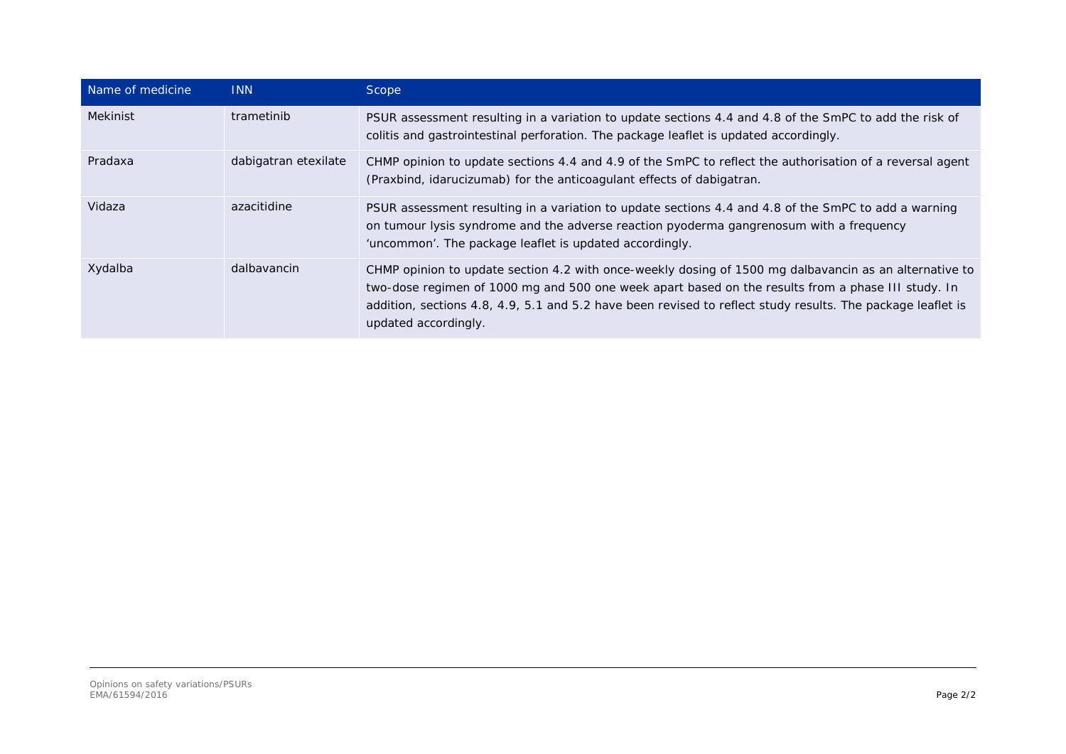| Name of medicine | INN | Scope |
|---|---|---|
| Mekinist | trametinib | PSUR assessment resulting in a variation to update sections 4.4 and 4.8 of the SmPC to add the risk of colitis and gastrointestinal perforation. The package leaflet is updated accordingly. |
| Pradaxa | dabigatran etexilate | CHMP opinion to update sections 4.4 and 4.9 of the SmPC to reflect the authorisation of a reversal agent (Praxbind, idarucizumab) for the anticoagulant effects of dabigatran. |
| Vidaza | azacitidine | PSUR assessment resulting in a variation to update sections 4.4 and 4.8 of the SmPC to add a warning on tumour lysis syndrome and the adverse reaction pyoderma gangrenosum with a frequency 'uncommon'. The package leaflet is updated accordingly. |
| Xydalba | dalbavancin | CHMP opinion to update section 4.2 with once-weekly dosing of 1500 mg dalbavancin as an alternative to two-dose regimen of 1000 mg and 500 one week apart based on the results from a phase III study. In addition, sections 4.8, 4.9, 5.1 and 5.2 have been revised to reflect study results. The package leaflet is updated accordingly. |